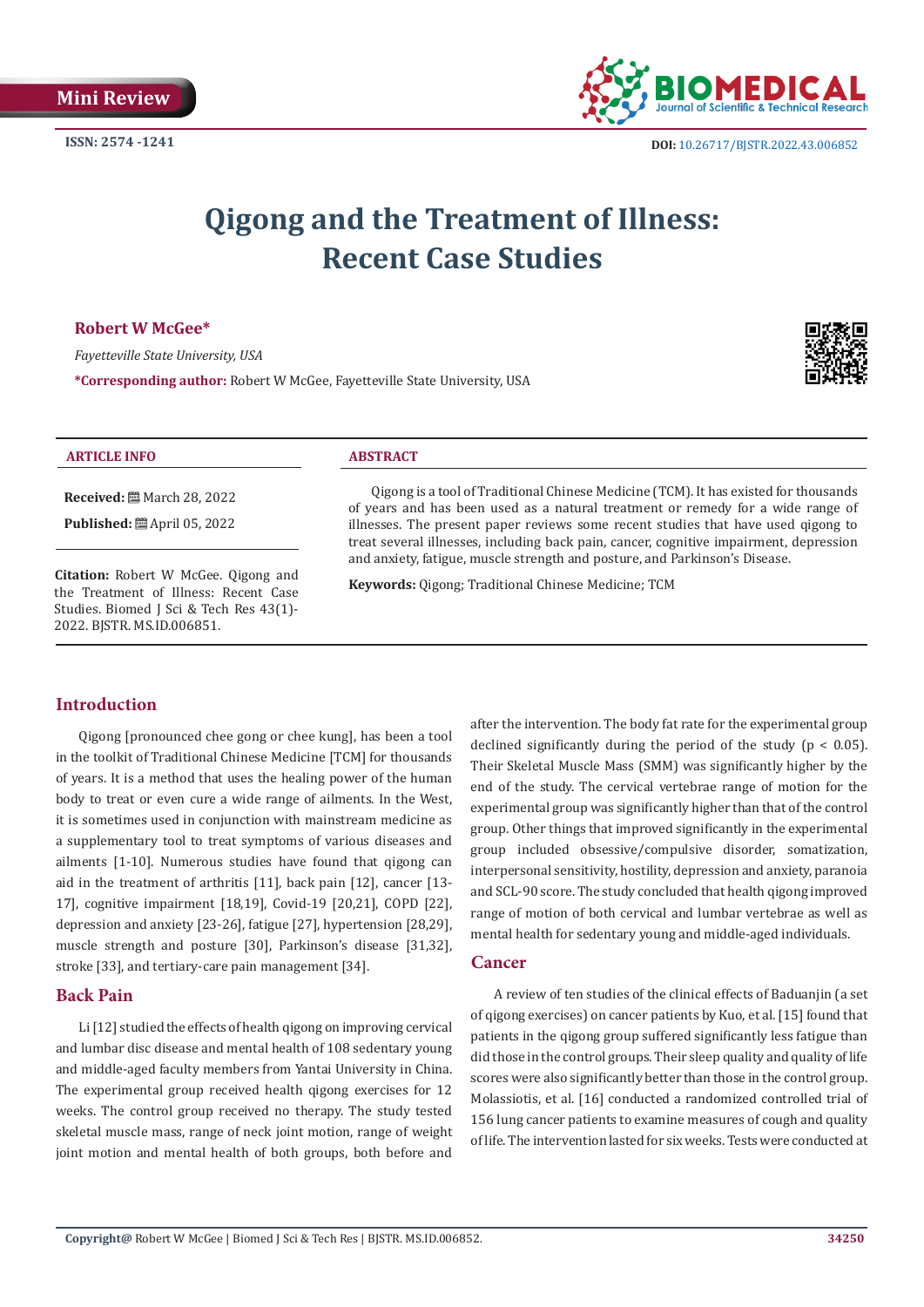Mini Review

ISSN: 2574 -1241

DOI: 10.26717/BJSTR.2022.43.006852

# Qigong and the Treatment of Illness: Recent Case Studies

**Robert W McGee***

*Fayetteville State University, USA*

***Corresponding author:** Robert W McGee, Fayetteville State University, USA

**ARTICLE INFO**

**Received:** March 28, 2022

**Published:** April 05, 2022

**Citation:** Robert W McGee. Qigong and the Treatment of Illness: Recent Case Studies. Biomed J Sci & Tech Res 43(1)-2022. BJSTR. MS.ID.006851.

**ABSTRACT**

Qigong is a tool of Traditional Chinese Medicine (TCM). It has existed for thousands of years and has been used as a natural treatment or remedy for a wide range of illnesses. The present paper reviews some recent studies that have used qigong to treat several illnesses, including back pain, cancer, cognitive impairment, depression and anxiety, fatigue, muscle strength and posture, and Parkinson's Disease.

**Keywords:** Qigong; Traditional Chinese Medicine; TCM

## Introduction

Qigong [pronounced chee gong or chee kung], has been a tool in the toolkit of Traditional Chinese Medicine [TCM] for thousands of years. It is a method that uses the healing power of the human body to treat or even cure a wide range of ailments. In the West, it is sometimes used in conjunction with mainstream medicine as a supplementary tool to treat symptoms of various diseases and ailments [1-10]. Numerous studies have found that qigong can aid in the treatment of arthritis [11], back pain [12], cancer [13-17], cognitive impairment [18,19], Covid-19 [20,21], COPD [22], depression and anxiety [23-26], fatigue [27], hypertension [28,29], muscle strength and posture [30], Parkinson's disease [31,32], stroke [33], and tertiary-care pain management [34].

## Back Pain

Li [12] studied the effects of health qigong on improving cervical and lumbar disc disease and mental health of 108 sedentary young and middle-aged faculty members from Yantai University in China. The experimental group received health qigong exercises for 12 weeks. The control group received no therapy. The study tested skeletal muscle mass, range of neck joint motion, range of weight joint motion and mental health of both groups, both before and after the intervention. The body fat rate for the experimental group declined significantly during the period of the study ($p < 0.05$). Their Skeletal Muscle Mass (SMM) was significantly higher by the end of the study. The cervical vertebrae range of motion for the experimental group was significantly higher than that of the control group. Other things that improved significantly in the experimental group included obsessive/compulsive disorder, somatization, interpersonal sensitivity, hostility, depression and anxiety, paranoia and SCL-90 score. The study concluded that health qigong improved range of motion of both cervical and lumbar vertebrae as well as mental health for sedentary young and middle-aged individuals.

## Cancer

A review of ten studies of the clinical effects of Baduanjin (a set of qigong exercises) on cancer patients by Kuo, et al. [15] found that patients in the qigong group suffered significantly less fatigue than did those in the control groups. Their sleep quality and quality of life scores were also significantly better than those in the control group. Molassiotis, et al. [16] conducted a randomized controlled trial of 156 lung cancer patients to examine measures of cough and quality of life. The intervention lasted for six weeks. Tests were conducted at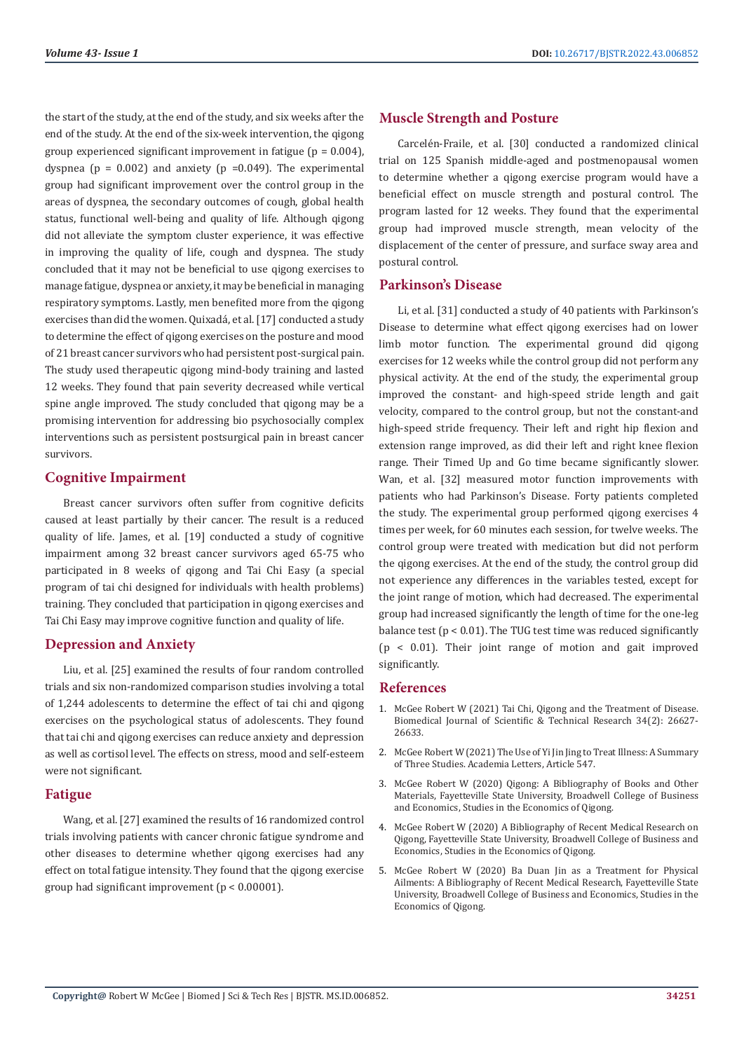the start of the study, at the end of the study, and six weeks after the end of the study. At the end of the six-week intervention, the qigong group experienced significant improvement in fatigue ($p = 0.004$), dyspnea ($p = 0.002$) and anxiety ($p = 0.049$). The experimental group had significant improvement over the control group in the areas of dyspnea, the secondary outcomes of cough, global health status, functional well-being and quality of life. Although qigong did not alleviate the symptom cluster experience, it was effective in improving the quality of life, cough and dyspnea. The study concluded that it may not be beneficial to use qigong exercises to manage fatigue, dyspnea or anxiety, it may be beneficial in managing respiratory symptoms. Lastly, men benefited more from the qigong exercises than did the women. Quixadá, et al. [17] conducted a study to determine the effect of qigong exercises on the posture and mood of 21 breast cancer survivors who had persistent post-surgical pain. The study used therapeutic qigong mind-body training and lasted 12 weeks. They found that pain severity decreased while vertical spine angle improved. The study concluded that qigong may be a promising intervention for addressing bio psychosocially complex interventions such as persistent postsurgical pain in breast cancer survivors.

## Cognitive Impairment

Breast cancer survivors often suffer from cognitive deficits caused at least partially by their cancer. The result is a reduced quality of life. James, et al. [19] conducted a study of cognitive impairment among 32 breast cancer survivors aged 65-75 who participated in 8 weeks of qigong and Tai Chi Easy (a special program of tai chi designed for individuals with health problems) training. They concluded that participation in qigong exercises and Tai Chi Easy may improve cognitive function and quality of life.

## Depression and Anxiety

Liu, et al. [25] examined the results of four random controlled trials and six non-randomized comparison studies involving a total of 1,244 adolescents to determine the effect of tai chi and qigong exercises on the psychological status of adolescents. They found that tai chi and qigong exercises can reduce anxiety and depression as well as cortisol level. The effects on stress, mood and self-esteem were not significant.

## Fatigue

Wang, et al. [27] examined the results of 16 randomized control trials involving patients with cancer chronic fatigue syndrome and other diseases to determine whether qigong exercises had any effect on total fatigue intensity. They found that the qigong exercise group had significant improvement ($p < 0.00001$).

## Muscle Strength and Posture

Carcelén-Fraile, et al. [30] conducted a randomized clinical trial on 125 Spanish middle-aged and postmenopausal women to determine whether a qigong exercise program would have a beneficial effect on muscle strength and postural control. The program lasted for 12 weeks. They found that the experimental group had improved muscle strength, mean velocity of the displacement of the center of pressure, and surface sway area and postural control.

## Parkinson's Disease

Li, et al. [31] conducted a study of 40 patients with Parkinson's Disease to determine what effect qigong exercises had on lower limb motor function. The experimental ground did qigong exercises for 12 weeks while the control group did not perform any physical activity. At the end of the study, the experimental group improved the constant- and high-speed stride length and gait velocity, compared to the control group, but not the constant-and high-speed stride frequency. Their left and right hip flexion and extension range improved, as did their left and right knee flexion range. Their Timed Up and Go time became significantly slower. Wan, et al. [32] measured motor function improvements with patients who had Parkinson's Disease. Forty patients completed the study. The experimental group performed qigong exercises 4 times per week, for 60 minutes each session, for twelve weeks. The control group were treated with medication but did not perform the qigong exercises. At the end of the study, the control group did not experience any differences in the variables tested, except for the joint range of motion, which had decreased. The experimental group had increased significantly the length of time for the one-leg balance test ($p < 0.01$). The TUG test time was reduced significantly ($p < 0.01$). Their joint range of motion and gait improved significantly.

## References

1. McGee Robert W (2021) Tai Chi, Qigong and the Treatment of Disease. Biomedical Journal of Scientific & Technical Research 34(2): 26627-26633.
2. McGee Robert W (2021) The Use of Yi Jin Jing to Treat Illness: A Summary of Three Studies. Academia Letters, Article 547.
3. McGee Robert W (2020) Qigong: A Bibliography of Books and Other Materials, Fayetteville State University, Broadwell College of Business and Economics, Studies in the Economics of Qigong.
4. McGee Robert W (2020) A Bibliography of Recent Medical Research on Qigong, Fayetteville State University, Broadwell College of Business and Economics, Studies in the Economics of Qigong.
5. McGee Robert W (2020) Ba Duan Jin as a Treatment for Physical Ailments: A Bibliography of Recent Medical Research, Fayetteville State University, Broadwell College of Business and Economics, Studies in the Economics of Qigong.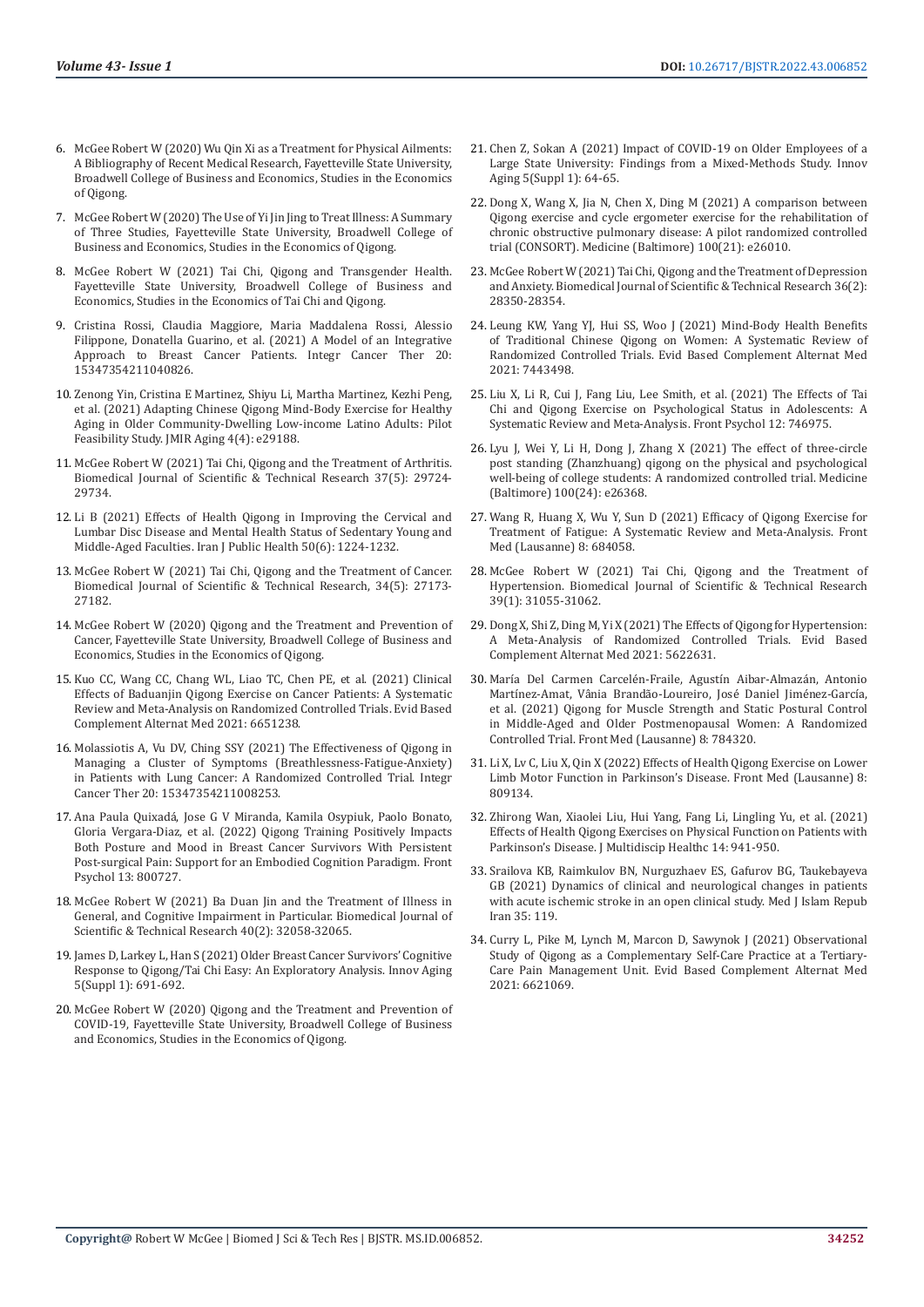6. McGee Robert W (2020) Wu Qin Xi as a Treatment for Physical Ailments: A Bibliography of Recent Medical Research, Fayetteville State University, Broadwell College of Business and Economics, Studies in the Economics of Qigong.
7. McGee Robert W (2020) The Use of Yi Jin Jing to Treat Illness: A Summary of Three Studies, Fayetteville State University, Broadwell College of Business and Economics, Studies in the Economics of Qigong.
8. McGee Robert W (2021) Tai Chi, Qigong and Transgender Health. Fayetteville State University, Broadwell College of Business and Economics, Studies in the Economics of Tai Chi and Qigong.
9. Cristina Rossi, Claudia Maggiore, Maria Maddalena Rossi, Alessio Filippone, Donatella Guarino, et al. (2021) A Model of an Integrative Approach to Breast Cancer Patients. Integr Cancer Ther 20: 15347354211040826.
10. Zenong Yin, Cristina E Martinez, Shiyu Li, Martha Martinez, Kezhi Peng, et al. (2021) Adapting Chinese Qigong Mind-Body Exercise for Healthy Aging in Older Community-Dwelling Low-income Latino Adults: Pilot Feasibility Study. JMIR Aging 4(4): e29188.
11. McGee Robert W (2021) Tai Chi, Qigong and the Treatment of Arthritis. Biomedical Journal of Scientific & Technical Research 37(5): 29724-29734.
12. Li B (2021) Effects of Health Qigong in Improving the Cervical and Lumbar Disc Disease and Mental Health Status of Sedentary Young and Middle-Aged Faculties. Iran J Public Health 50(6): 1224-1232.
13. McGee Robert W (2021) Tai Chi, Qigong and the Treatment of Cancer. Biomedical Journal of Scientific & Technical Research, 34(5): 27173-27182.
14. McGee Robert W (2020) Qigong and the Treatment and Prevention of Cancer, Fayetteville State University, Broadwell College of Business and Economics, Studies in the Economics of Qigong.
15. Kuo CC, Wang CC, Chang WL, Liao TC, Chen PE, et al. (2021) Clinical Effects of Baduanjin Qigong Exercise on Cancer Patients: A Systematic Review and Meta-Analysis on Randomized Controlled Trials. Evid Based Complement Alternat Med 2021: 6651238.
16. Molassiotis A, Vu DV, Ching SSY (2021) The Effectiveness of Qigong in Managing a Cluster of Symptoms (Breathlessness-Fatigue-Anxiety) in Patients with Lung Cancer: A Randomized Controlled Trial. Integr Cancer Ther 20: 15347354211008253.
17. Ana Paula Quixadá, Jose G V Miranda, Kamila Osypiuk, Paolo Bonato, Gloria Vergara-Diaz, et al. (2022) Qigong Training Positively Impacts Both Posture and Mood in Breast Cancer Survivors With Persistent Post-surgical Pain: Support for an Embodied Cognition Paradigm. Front Psychol 13: 800727.
18. McGee Robert W (2021) Ba Duan Jin and the Treatment of Illness in General, and Cognitive Impairment in Particular. Biomedical Journal of Scientific & Technical Research 40(2): 32058-32065.
19. James D, Larkey L, Han S (2021) Older Breast Cancer Survivors' Cognitive Response to Qigong/Tai Chi Easy: An Exploratory Analysis. Innov Aging 5(Suppl 1): 691-692.
20. McGee Robert W (2020) Qigong and the Treatment and Prevention of COVID-19, Fayetteville State University, Broadwell College of Business and Economics, Studies in the Economics of Qigong.
21. Chen Z, Sokan A (2021) Impact of COVID-19 on Older Employees of a Large State University: Findings from a Mixed-Methods Study. Innov Aging 5(Suppl 1): 64-65.
22. Dong X, Wang X, Jia N, Chen X, Ding M (2021) A comparison between Qigong exercise and cycle ergometer exercise for the rehabilitation of chronic obstructive pulmonary disease: A pilot randomized controlled trial (CONSORT). Medicine (Baltimore) 100(21): e26010.
23. McGee Robert W (2021) Tai Chi, Qigong and the Treatment of Depression and Anxiety. Biomedical Journal of Scientific & Technical Research 36(2): 28350-28354.
24. Leung KW, Yang YJ, Hui SS, Woo J (2021) Mind-Body Health Benefits of Traditional Chinese Qigong on Women: A Systematic Review of Randomized Controlled Trials. Evid Based Complement Alternat Med 2021: 7443498.
25. Liu X, Li R, Cui J, Fang Liu, Lee Smith, et al. (2021) The Effects of Tai Chi and Qigong Exercise on Psychological Status in Adolescents: A Systematic Review and Meta-Analysis. Front Psychol 12: 746975.
26. Lyu J, Wei Y, Li H, Dong J, Zhang X (2021) The effect of three-circle post standing (Zhanzhuang) qigong on the physical and psychological well-being of college students: A randomized controlled trial. Medicine (Baltimore) 100(24): e26368.
27. Wang R, Huang X, Wu Y, Sun D (2021) Efficacy of Qigong Exercise for Treatment of Fatigue: A Systematic Review and Meta-Analysis. Front Med (Lausanne) 8: 684058.
28. McGee Robert W (2021) Tai Chi, Qigong and the Treatment of Hypertension. Biomedical Journal of Scientific & Technical Research 39(1): 31055-31062.
29. Dong X, Shi Z, Ding M, Yi X (2021) The Effects of Qigong for Hypertension: A Meta-Analysis of Randomized Controlled Trials. Evid Based Complement Alternat Med 2021: 5622631.
30. María Del Carmen Carcelén-Fraile, Agustín Aibar-Almazán, Antonio Martínez-Amat, Vânia Brandão-Loureiro, José Daniel Jiménez-García, et al. (2021) Qigong for Muscle Strength and Static Postural Control in Middle-Aged and Older Postmenopausal Women: A Randomized Controlled Trial. Front Med (Lausanne) 8: 784320.
31. Li X, Lv C, Liu X, Qin X (2022) Effects of Health Qigong Exercise on Lower Limb Motor Function in Parkinson's Disease. Front Med (Lausanne) 8: 809134.
32. Zhirong Wan, Xiaolei Liu, Hui Yang, Fang Li, Lingling Yu, et al. (2021) Effects of Health Qigong Exercises on Physical Function on Patients with Parkinson's Disease. J Multidiscip Healthc 14: 941-950.
33. Srailova KB, Raimkulov BN, Nurguzhaev ES, Gafurov BG, Taukebayeva GB (2021) Dynamics of clinical and neurological changes in patients with acute ischemic stroke in an open clinical study. Med J Islam Repub Iran 35: 119.
34. Curry L, Pike M, Lynch M, Marcon D, Sawynok J (2021) Observational Study of Qigong as a Complementary Self-Care Practice at a Tertiary-Care Pain Management Unit. Evid Based Complement Alternat Med 2021: 6621069.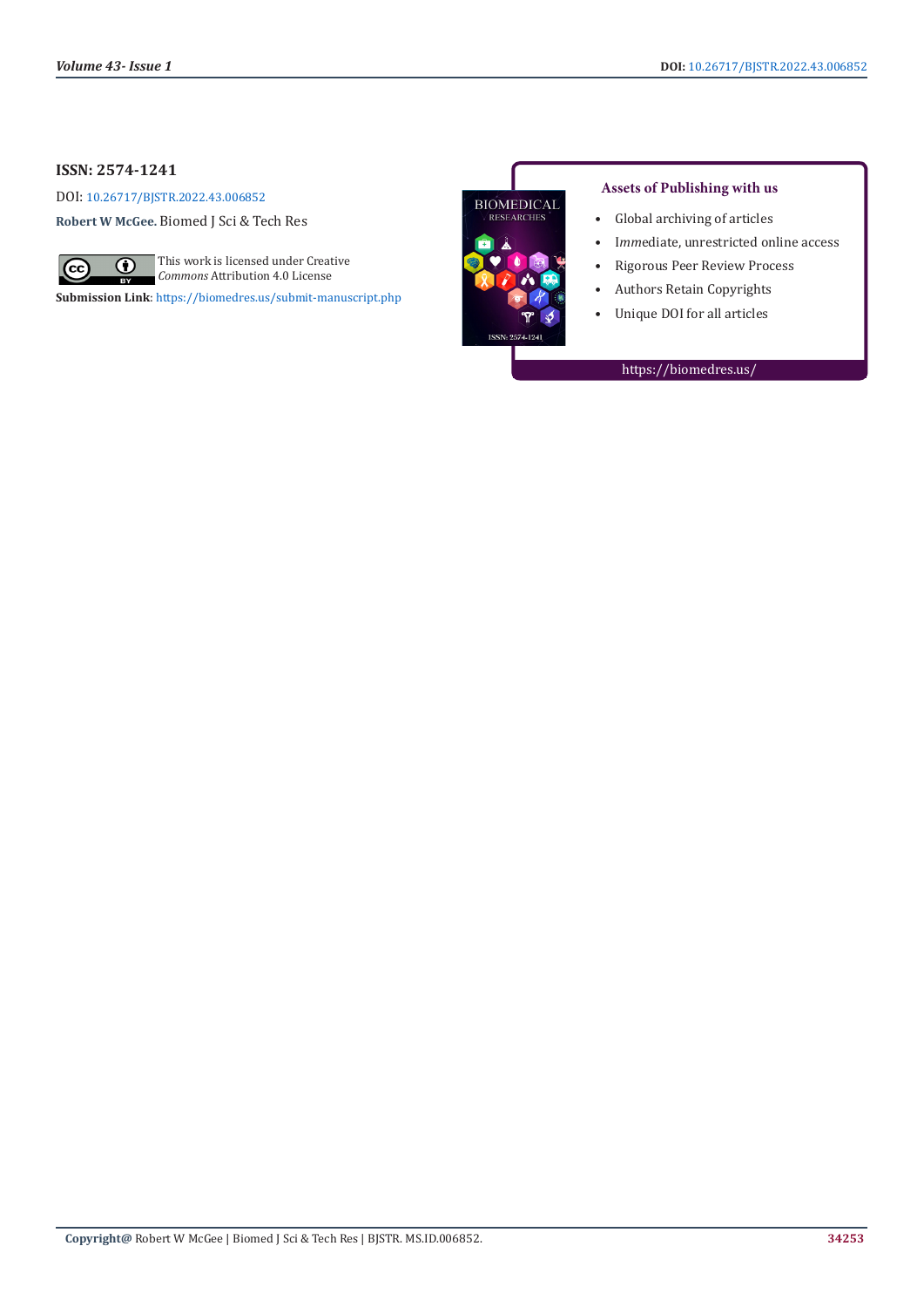**ISSN: 2574-1241**

DOI: 10.26717/BJSTR.2022.43.006852

**Robert W McGee.** Biomed J Sci & Tech Res

This work is licensed under Creative *Commons* Attribution 4.0 License

**Submission Link**: https://biomedres.us/submit-manuscript.php

### Assets of Publishing with us

- Global archiving of articles
- Immediate, unrestricted online access
- Rigorous Peer Review Process
- Authors Retain Copyrights
- Unique DOI for all articles

https://biomedres.us/